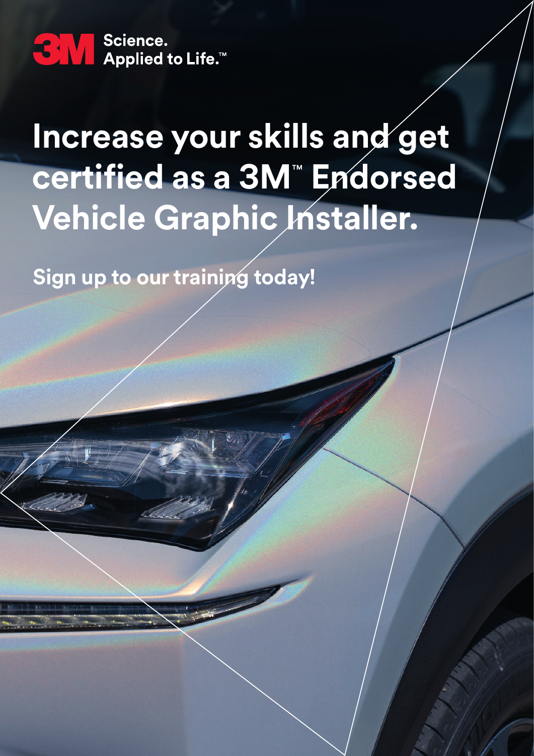3M Science. Applied to Life.™

# Increase your skills and get certified as a 3M™ Endorsed Vehicle Graphic Installer.

**Sign up to our training today!**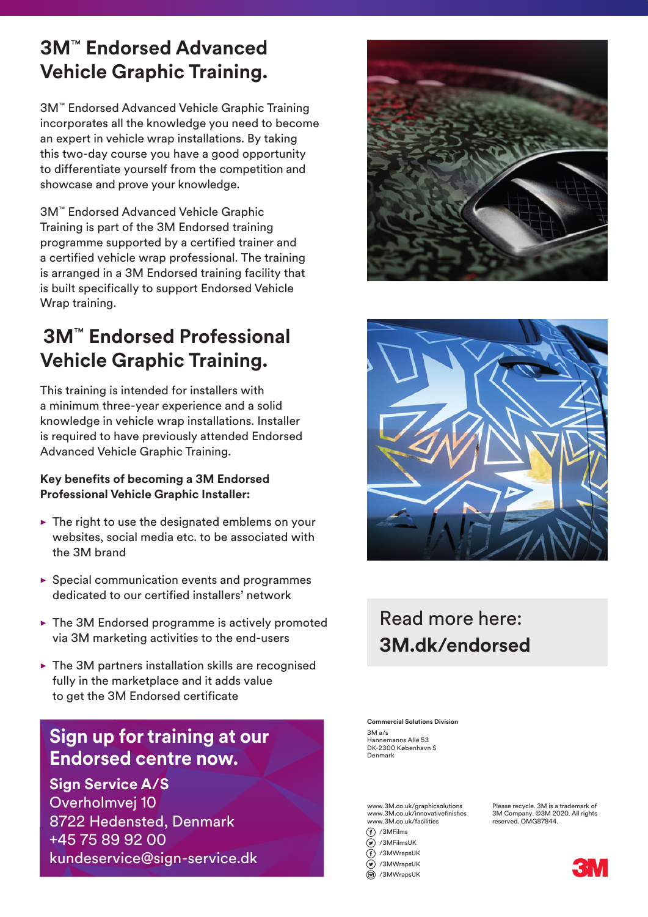# 3M™ Endorsed Advanced Vehicle Graphic Training.

3M™ Endorsed Advanced Vehicle Graphic Training incorporates all the knowledge you need to become an expert in vehicle wrap installations. By taking this two-day course you have a good opportunity to differentiate yourself from the competition and showcase and prove your knowledge.

3M™ Endorsed Advanced Vehicle Graphic Training is part of the 3M Endorsed training programme supported by a certified trainer and a certified vehicle wrap professional. The training is arranged in a 3M Endorsed training facility that is built specifically to support Endorsed Vehicle Wrap training.

# 3M™ Endorsed Professional Vehicle Graphic Training.

This training is intended for installers with a minimum three-year experience and a solid knowledge in vehicle wrap installations. Installer is required to have previously attended Endorsed Advanced Vehicle Graphic Training.

**Key benefits of becoming a 3M Endorsed Professional Vehicle Graphic Installer:**

- The right to use the designated emblems on your websites, social media etc. to be associated with the 3M brand
- Special communication events and programmes dedicated to our certified installers' network
- The 3M Endorsed programme is actively promoted via 3M marketing activities to the end-users
- The 3M partners installation skills are recognised fully in the marketplace and it adds value to get the 3M Endorsed certificate

## Sign up for training at our Endorsed centre now.

**Sign Service A/S**
Overholmvej 10
8722 Hedensted, Denmark
+45 75 89 92 00
kundeservice@sign-service.dk

Read more here:
**3M.dk/endorsed**

**Commercial Solutions Division**
3M a/s
Hannemanns Allé 53
DK-2300 København S
Denmark

www.3M.co.uk/graphicsolutions
www.3M.co.uk/innovativefinishes
www.3M.co.uk/facilities
/3MFilms
/3MFilmsUK
/3MWrapsUK
/3MWrapsUK
/3MWrapsUK

Please recycle. 3M is a trademark of 3M Company. ©3M 2020. All rights reserved. OMG87844.